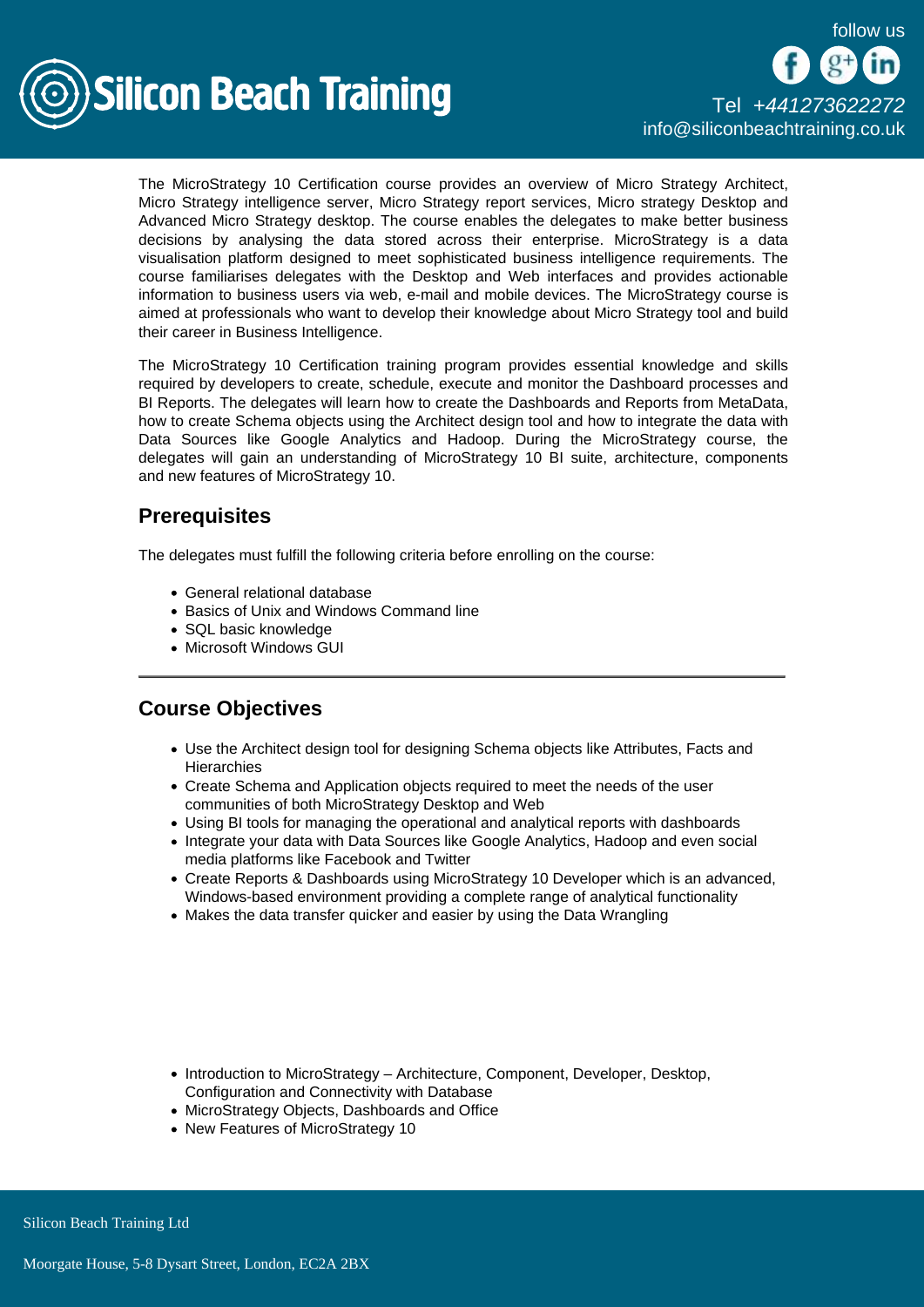The MicroStrategy 10 Certification course provides an overview of Micro Strategy Architect, Micro Strategy intelligence server, Micro Strategy report services, Micro strategy Desktop and Advanced Micro Strategy desktop. The course enables the delegates to make better business decisions by analysing the data stored across their enterprise. MicroStrategy is a data visualisation platform designed to meet sophisticated business intelligence requirements. The course familiarises delegates with the Desktop and Web interfaces and provides actionable information to business users via web, e-mail and mobile devices. The MicroStrategy course is aimed at professionals who want to develop their knowledge about Micro Strategy tool and build their career in Business Intelligence.

The MicroStrategy 10 Certification training program provides essential knowledge and skills required by developers to create, schedule, execute and monitor the Dashboard processes and BI Reports. The delegates will learn how to create the Dashboards and Reports from MetaData, how to create Schema objects using the Architect design tool and how to integrate the data with Data Sources like Google Analytics and Hadoop. During the MicroStrategy course, the delegates will gain an understanding of MicroStrategy 10 BI suite, architecture, components and new features of MicroStrategy 10.

## Prerequisites

The delegates must fulfill the following criteria before enrolling on the course:

- General relational database
- Basics of Unix and Windows Command line
- SQL basic knowledge
- Microsoft Windows GUI

---

## Course Objectives

- Use the Architect design tool for designing Schema objects like Attributes, Facts and Hierarchies
- Create Schema and Application objects required to meet the needs of the user communities of both MicroStrategy Desktop and Web
- Using BI tools for managing the operational and analytical reports with dashboards
- Integrate your data with Data Sources like Google Analytics, Hadoop and even social media platforms like Facebook and Twitter
- Create Reports & Dashboards using MicroStrategy 10 Developer which is an advanced, Windows-based environment providing a complete range of analytical functionality
- Makes the data transfer quicker and easier by using the Data Wrangling

- Introduction to MicroStrategy – Architecture, Component, Developer, Desktop, Configuration and Connectivity with Database
- MicroStrategy Objects, Dashboards and Office
- New Features of MicroStrategy 10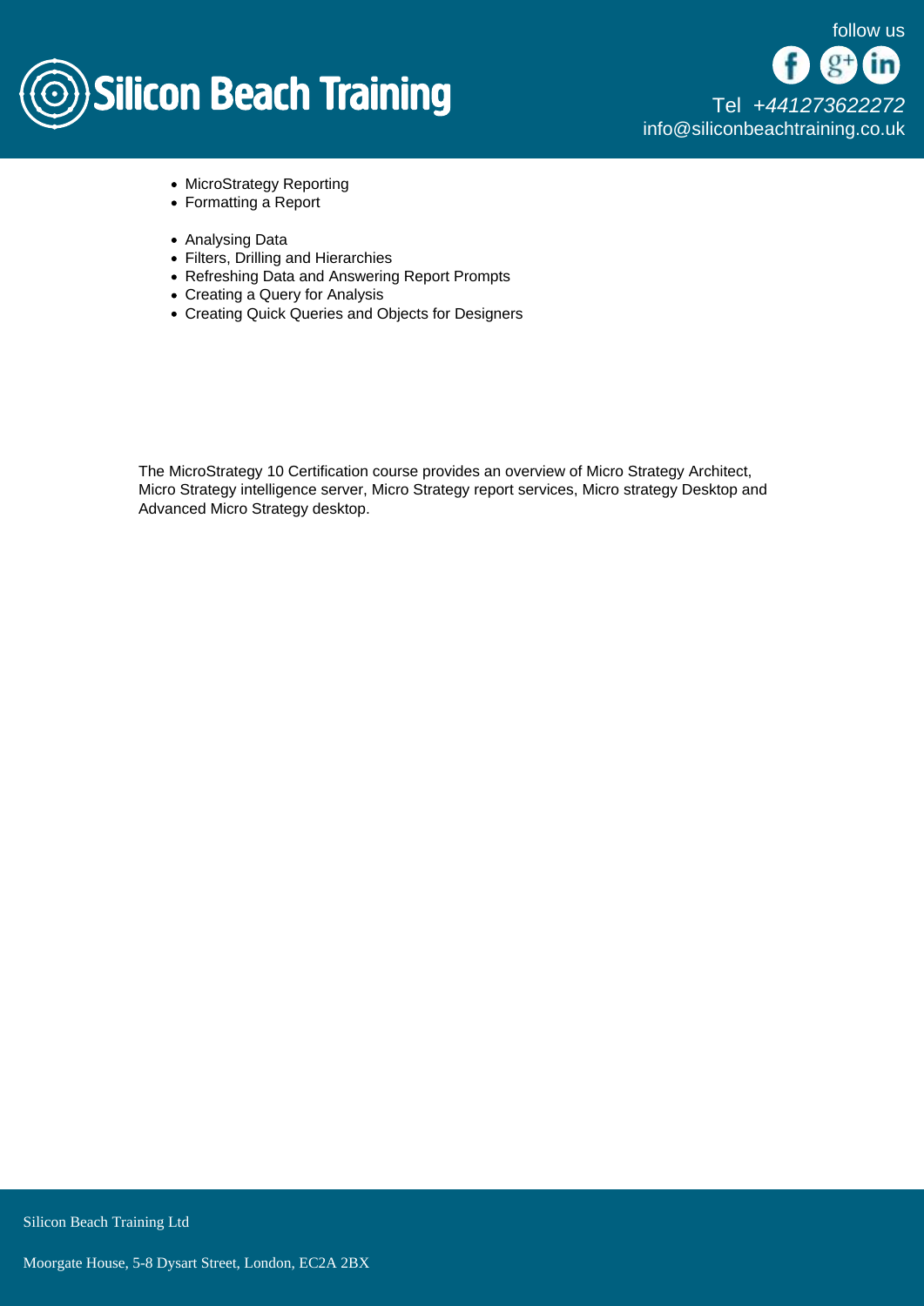- MicroStrategy Reporting
- Formatting a Report

- Analysing Data
- Filters, Drilling and Hierarchies
- Refreshing Data and Answering Report Prompts
- Creating a Query for Analysis
- Creating Quick Queries and Objects for Designers

The MicroStrategy 10 Certification course provides an overview of Micro Strategy Architect, Micro Strategy intelligence server, Micro Strategy report services, Micro strategy Desktop and Advanced Micro Strategy desktop.